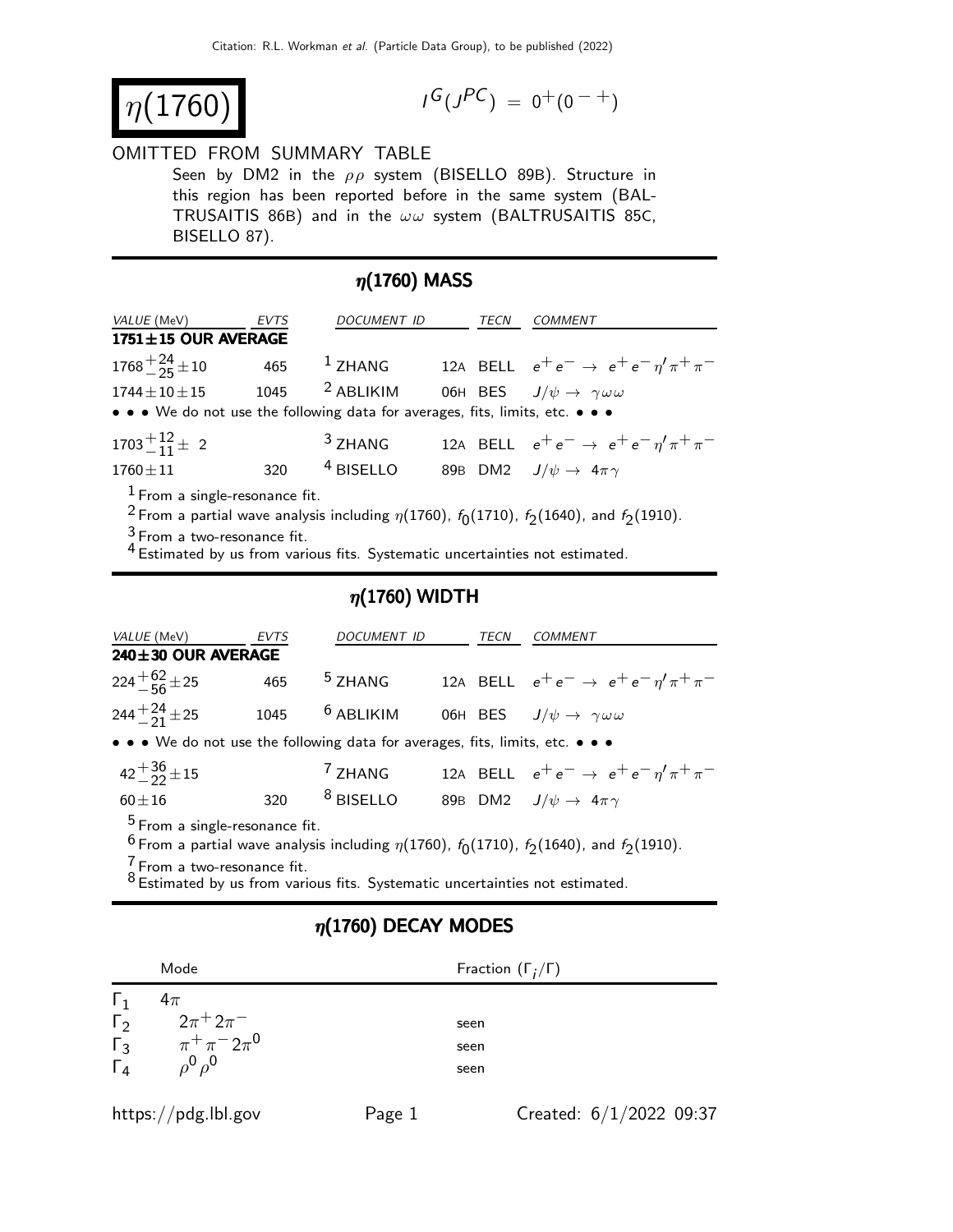# $\eta(1760)$

$I^G(J^{PC}) = 0^+(0^{-+})$

OMITTED FROM SUMMARY TABLE

Seen by DM2 in the $\rho\rho$ system (BISELLO 89B). Structure in this region has been reported before in the same system (BALTRUSAITIS 86B) and in the $\omega\omega$ system (BALTRUSAITIS 85C, BISELLO 87).

## $\eta(1760)$ MASS

| VALUE (MeV) | EVTS | DOCUMENT ID | | TECN | COMMENT |
|---|---|---|---|---|---|
| **1751±15 OUR AVERAGE** | | | | | |
| $1768^{+24}_{-25}\pm10$ | 465 | [1] ZHANG | 12A | BELL | $e^+e^- \rightarrow e^+e^-\eta'\pi^+\pi^-$ |
| $1744\pm10\pm15$ | 1045 | [2] ABLIKIM | 06H | BES | $J/\psi \rightarrow \gamma\omega\omega$ |
| • • • We do not use the following data for averages, fits, limits, etc. • • • | | | | | |
| $1703^{+12}_{-11}\pm\ 2$ | | [3] ZHANG | 12A | BELL | $e^+e^- \rightarrow e^+e^-\eta'\pi^+\pi^-$ |
| $1760\pm11$ | 320 | [4] BISELLO | 89B | DM2 | $J/\psi \rightarrow 4\pi\gamma$ |

[1] From a single-resonance fit.

[2] From a partial wave analysis including $\eta(1760)$, $f_0(1710)$, $f_2(1640)$, and $f_2(1910)$.

[3] From a two-resonance fit.

[4] Estimated by us from various fits. Systematic uncertainties not estimated.

## $\eta(1760)$ WIDTH

| VALUE (MeV) | EVTS | DOCUMENT ID | | TECN | COMMENT |
|---|---|---|---|---|---|
| **240±30 OUR AVERAGE** | | | | | |
| $224^{+62}_{-56}\pm25$ | 465 | [5] ZHANG | 12A | BELL | $e^+e^- \rightarrow e^+e^-\eta'\pi^+\pi^-$ |
| $244^{+24}_{-21}\pm25$ | 1045 | [6] ABLIKIM | 06H | BES | $J/\psi \rightarrow \gamma\omega\omega$ |
| • • • We do not use the following data for averages, fits, limits, etc. • • • | | | | | |
| $42^{+36}_{-22}\pm15$ | | [7] ZHANG | 12A | BELL | $e^+e^- \rightarrow e^+e^-\eta'\pi^+\pi^-$ |
| $60\pm16$ | 320 | [8] BISELLO | 89B | DM2 | $J/\psi \rightarrow 4\pi\gamma$ |

[5] From a single-resonance fit.

[6] From a partial wave analysis including $\eta(1760)$, $f_0(1710)$, $f_2(1640)$, and $f_2(1910)$.

[7] From a two-resonance fit.

[8] Estimated by us from various fits. Systematic uncertainties not estimated.

## $\eta(1760)$ DECAY MODES

| | Mode | Fraction ($\Gamma_i/\Gamma$) |
|---|---|---|
| $\Gamma_1$ | $4\pi$ | |
| $\Gamma_2$ | $2\pi^+2\pi^-$ | seen |
| $\Gamma_3$ | $\pi^+\pi^-2\pi^0$ | seen |
| $\Gamma_4$ | $\rho^0\rho^0$ | seen |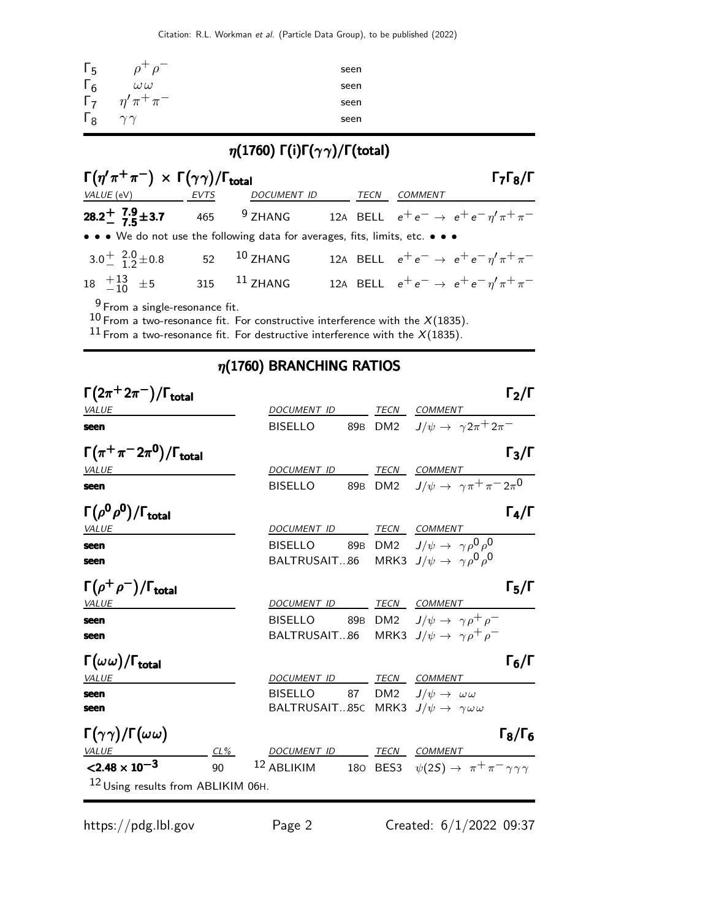| | | |
|---|---|---|
| $\Gamma_5$ | $\rho^+\rho^-$ | seen |
| $\Gamma_6$ | $\omega\omega$ | seen |
| $\Gamma_7$ | $\eta'\pi^+\pi^-$ | seen |
| $\Gamma_8$ | $\gamma\gamma$ | seen |

## $\eta(1760)$ $\Gamma(i)\Gamma(\gamma\gamma)/\Gamma(\text{total})$

### $\Gamma(\eta'\pi^+\pi^-) \times \Gamma(\gamma\gamma)/\Gamma_{\text{total}}$ — $\Gamma_7\Gamma_8/\Gamma$

| VALUE (eV) | EVTS | DOCUMENT ID | | TECN | COMMENT |
|---|---|---|---|---|---|
| **$28.2^{+\ 7.9}_{-\ 7.5}\pm3.7$** | 465 | [9] ZHANG | 12A | BELL | $e^+e^- \rightarrow e^+e^-\eta'\pi^+\pi^-$ |
| • • • We do not use the following data for averages, fits, limits, etc. • • • | | | | | |
| $3.0^{+\ 2.0}_{-\ 1.2}\pm0.8$ | 52 | [10] ZHANG | 12A | BELL | $e^+e^- \rightarrow e^+e^-\eta'\pi^+\pi^-$ |
| $18\ ^{+13}_{-10}\ \pm5$ | 315 | [11] ZHANG | 12A | BELL | $e^+e^- \rightarrow e^+e^-\eta'\pi^+\pi^-$ |

[9] From a single-resonance fit.
[10] From a two-resonance fit. For constructive interference with the $X(1835)$.
[11] From a two-resonance fit. For destructive interference with the $X(1835)$.

## $\eta(1760)$ BRANCHING RATIOS

### $\Gamma(2\pi^+2\pi^-)/\Gamma_{\text{total}}$ — $\Gamma_2/\Gamma$

| VALUE | DOCUMENT ID | | TECN | COMMENT |
|---|---|---|---|---|
| **seen** | BISELLO | 89B | DM2 | $J/\psi \rightarrow \gamma 2\pi^+2\pi^-$ |

### $\Gamma(\pi^+\pi^-2\pi^0)/\Gamma_{\text{total}}$ — $\Gamma_3/\Gamma$

| VALUE | DOCUMENT ID | | TECN | COMMENT |
|---|---|---|---|---|
| **seen** | BISELLO | 89B | DM2 | $J/\psi \rightarrow \gamma\pi^+\pi^-2\pi^0$ |

### $\Gamma(\rho^0\rho^0)/\Gamma_{\text{total}}$ — $\Gamma_4/\Gamma$

| VALUE | DOCUMENT ID | | TECN | COMMENT |
|---|---|---|---|---|
| **seen** | BISELLO | 89B | DM2 | $J/\psi \rightarrow \gamma\rho^0\rho^0$ |
| **seen** | BALTRUSAIT...86 | | MRK3 | $J/\psi \rightarrow \gamma\rho^0\rho^0$ |

### $\Gamma(\rho^+\rho^-)/\Gamma_{\text{total}}$ — $\Gamma_5/\Gamma$

| VALUE | DOCUMENT ID | | TECN | COMMENT |
|---|---|---|---|---|
| **seen** | BISELLO | 89B | DM2 | $J/\psi \rightarrow \gamma\rho^+\rho^-$ |
| **seen** | BALTRUSAIT...86 | | MRK3 | $J/\psi \rightarrow \gamma\rho^+\rho^-$ |

### $\Gamma(\omega\omega)/\Gamma_{\text{total}}$ — $\Gamma_6/\Gamma$

| VALUE | DOCUMENT ID | | TECN | COMMENT |
|---|---|---|---|---|
| **seen** | BISELLO | 87 | DM2 | $J/\psi \rightarrow \omega\omega$ |
| **seen** | BALTRUSAIT...85C | | MRK3 | $J/\psi \rightarrow \gamma\omega\omega$ |

### $\Gamma(\gamma\gamma)/\Gamma(\omega\omega)$ — $\Gamma_8/\Gamma_6$

| VALUE | CL% | DOCUMENT ID | | TECN | COMMENT |
|---|---|---|---|---|---|
| **$<2.48\times10^{-3}$** | 90 | [12] ABLIKIM | 18O | BES3 | $\psi(2S) \rightarrow \pi^+\pi^-\gamma\gamma\gamma$ |

[12] Using results from ABLIKIM 06H.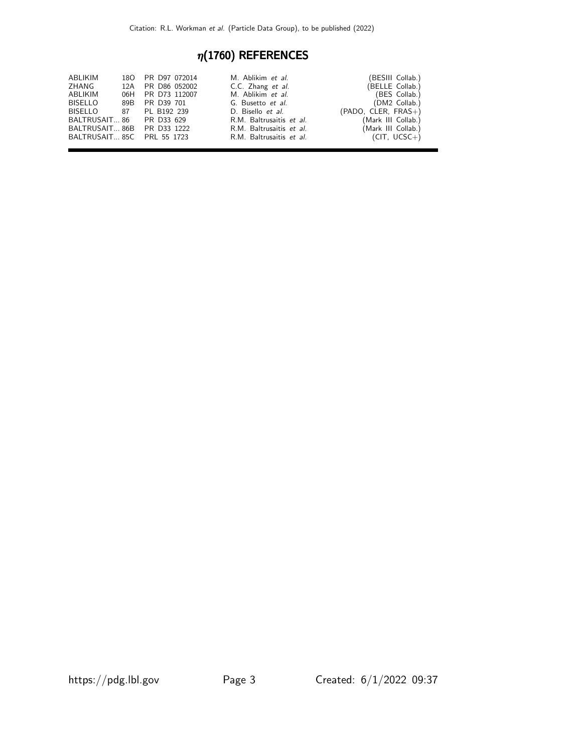## $\eta(1760)$ REFERENCES

| | | | | |
|---|---|---|---|---|
| ABLIKIM | 18O | PR D97 072014 | M. Ablikim *et al.* | (BESIII Collab.) |
| ZHANG | 12A | PR D86 052002 | C.C. Zhang *et al.* | (BELLE Collab.) |
| ABLIKIM | 06H | PR D73 112007 | M. Ablikim *et al.* | (BES Collab.) |
| BISELLO | 89B | PR D39 701 | G. Busetto *et al.* | (DM2 Collab.) |
| BISELLO | 87 | PL B192 239 | D. Bisello *et al.* | (PADO, CLER, FRAS+) |
| BALTRUSAIT... | 86 | PR D33 629 | R.M. Baltrusaitis *et al.* | (Mark III Collab.) |
| BALTRUSAIT... | 86B | PR D33 1222 | R.M. Baltrusaitis *et al.* | (Mark III Collab.) |
| BALTRUSAIT... | 85C | PRL 55 1723 | R.M. Baltrusaitis *et al.* | (CIT, UCSC+) |